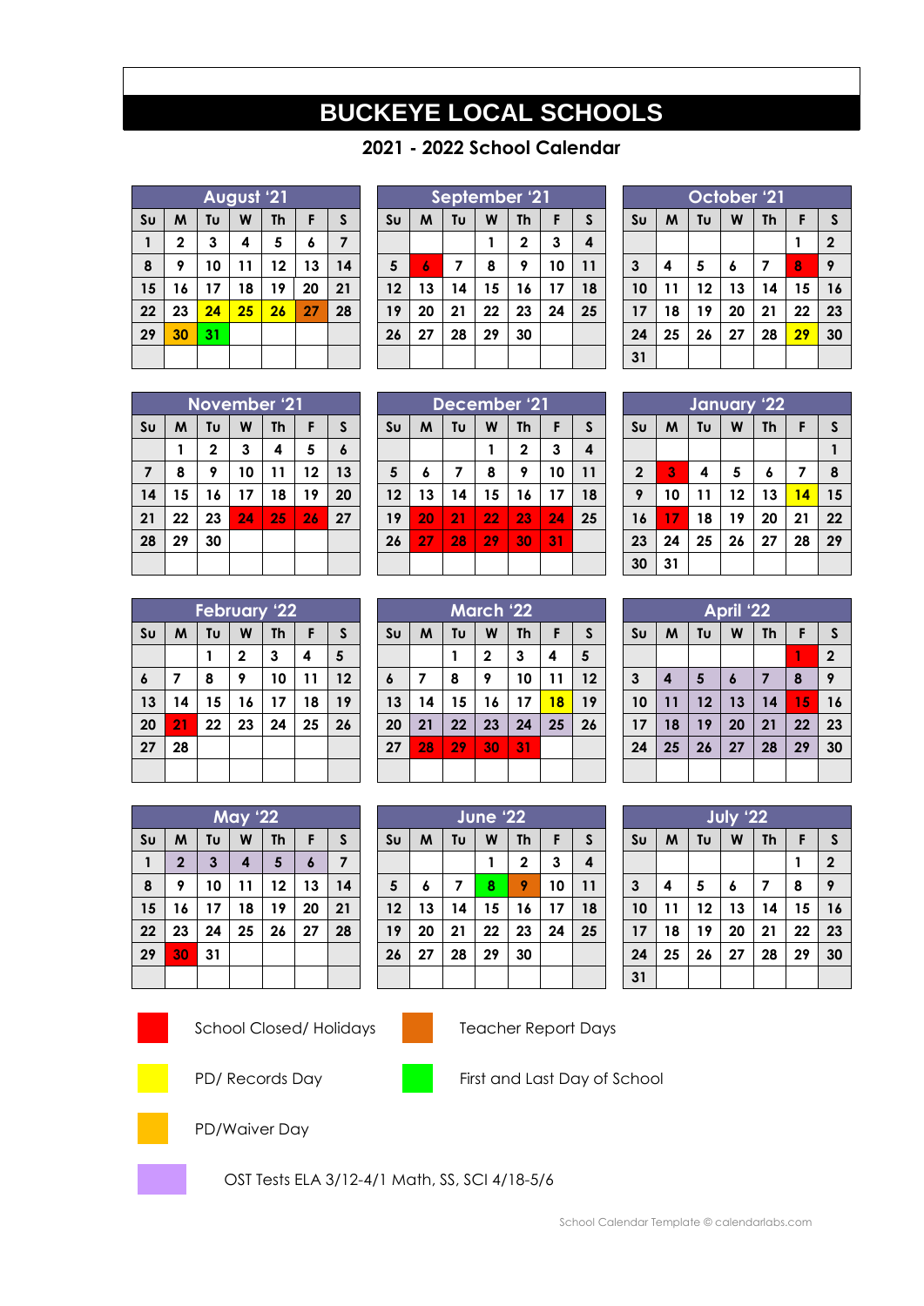# BUCKEYE LOCAL SCHOOLS

## 2021 - 2022 School Calendar

**August '21**

| Su | M | Tu | W | Th | F | S |
|---|---|---|---|---|---|---|
| 1 | 2 | 3 | 4 | 5 | 6 | 7 |
| 8 | 9 | 10 | 11 | 12 | 13 | 14 |
| 15 | 16 | 17 | 18 | 19 | 20 | 21 |
| 22 | 23 | 24 | 25 | 26 | 27 | 28 |
| 29 | 30 | 31 | | | | |

**September '21**

| Su | M | Tu | W | Th | F | S |
|---|---|---|---|---|---|---|
| | | | 1 | 2 | 3 | 4 |
| 5 | 6 | 7 | 8 | 9 | 10 | 11 |
| 12 | 13 | 14 | 15 | 16 | 17 | 18 |
| 19 | 20 | 21 | 22 | 23 | 24 | 25 |
| 26 | 27 | 28 | 29 | 30 | | |

**October '21**

| Su | M | Tu | W | Th | F | S |
|---|---|---|---|---|---|---|
| | | | | | 1 | 2 |
| 3 | 4 | 5 | 6 | 7 | 8 | 9 |
| 10 | 11 | 12 | 13 | 14 | 15 | 16 |
| 17 | 18 | 19 | 20 | 21 | 22 | 23 |
| 24 | 25 | 26 | 27 | 28 | 29 | 30 |
| 31 | | | | | | |

**November '21**

| Su | M | Tu | W | Th | F | S |
|---|---|---|---|---|---|---|
| | 1 | 2 | 3 | 4 | 5 | 6 |
| 7 | 8 | 9 | 10 | 11 | 12 | 13 |
| 14 | 15 | 16 | 17 | 18 | 19 | 20 |
| 21 | 22 | 23 | 24 | 25 | 26 | 27 |
| 28 | 29 | 30 | | | | |

**December '21**

| Su | M | Tu | W | Th | F | S |
|---|---|---|---|---|---|---|
| | | | 1 | 2 | 3 | 4 |
| 5 | 6 | 7 | 8 | 9 | 10 | 11 |
| 12 | 13 | 14 | 15 | 16 | 17 | 18 |
| 19 | 20 | 21 | 22 | 23 | 24 | 25 |
| 26 | 27 | 28 | 29 | 30 | 31 | |

**January '22**

| Su | M | Tu | W | Th | F | S |
|---|---|---|---|---|---|---|
| | | | | | | 1 |
| 2 | 3 | 4 | 5 | 6 | 7 | 8 |
| 9 | 10 | 11 | 12 | 13 | 14 | 15 |
| 16 | 17 | 18 | 19 | 20 | 21 | 22 |
| 23 | 24 | 25 | 26 | 27 | 28 | 29 |
| 30 | 31 | | | | | |

**February '22**

| Su | M | Tu | W | Th | F | S |
|---|---|---|---|---|---|---|
| | | 1 | 2 | 3 | 4 | 5 |
| 6 | 7 | 8 | 9 | 10 | 11 | 12 |
| 13 | 14 | 15 | 16 | 17 | 18 | 19 |
| 20 | 21 | 22 | 23 | 24 | 25 | 26 |
| 27 | 28 | | | | | |

**March '22**

| Su | M | Tu | W | Th | F | S |
|---|---|---|---|---|---|---|
| | | 1 | 2 | 3 | 4 | 5 |
| 6 | 7 | 8 | 9 | 10 | 11 | 12 |
| 13 | 14 | 15 | 16 | 17 | 18 | 19 |
| 20 | 21 | 22 | 23 | 24 | 25 | 26 |
| 27 | 28 | 29 | 30 | 31 | | |

**April '22**

| Su | M | Tu | W | Th | F | S |
|---|---|---|---|---|---|---|
| | | | | | 1 | 2 |
| 3 | 4 | 5 | 6 | 7 | 8 | 9 |
| 10 | 11 | 12 | 13 | 14 | 15 | 16 |
| 17 | 18 | 19 | 20 | 21 | 22 | 23 |
| 24 | 25 | 26 | 27 | 28 | 29 | 30 |

**May '22**

| Su | M | Tu | W | Th | F | S |
|---|---|---|---|---|---|---|
| 1 | 2 | 3 | 4 | 5 | 6 | 7 |
| 8 | 9 | 10 | 11 | 12 | 13 | 14 |
| 15 | 16 | 17 | 18 | 19 | 20 | 21 |
| 22 | 23 | 24 | 25 | 26 | 27 | 28 |
| 29 | 30 | 31 | | | | |

**June '22**

| Su | M | Tu | W | Th | F | S |
|---|---|---|---|---|---|---|
| | | | 1 | 2 | 3 | 4 |
| 5 | 6 | 7 | 8 | 9 | 10 | 11 |
| 12 | 13 | 14 | 15 | 16 | 17 | 18 |
| 19 | 20 | 21 | 22 | 23 | 24 | 25 |
| 26 | 27 | 28 | 29 | 30 | | |

**July '22**

| Su | M | Tu | W | Th | F | S |
|---|---|---|---|---|---|---|
| | | | | | 1 | 2 |
| 3 | 4 | 5 | 6 | 7 | 8 | 9 |
| 10 | 11 | 12 | 13 | 14 | 15 | 16 |
| 17 | 18 | 19 | 20 | 21 | 22 | 23 |
| 24 | 25 | 26 | 27 | 28 | 29 | 30 |
| 31 | | | | | | |

School Closed/ Holidays

Teacher Report Days

PD/ Records Day

First and Last Day of School

PD/Waiver Day

OST Tests ELA 3/12-4/1 Math, SS, SCI 4/18-5/6

School Calendar Template © calendarlabs.com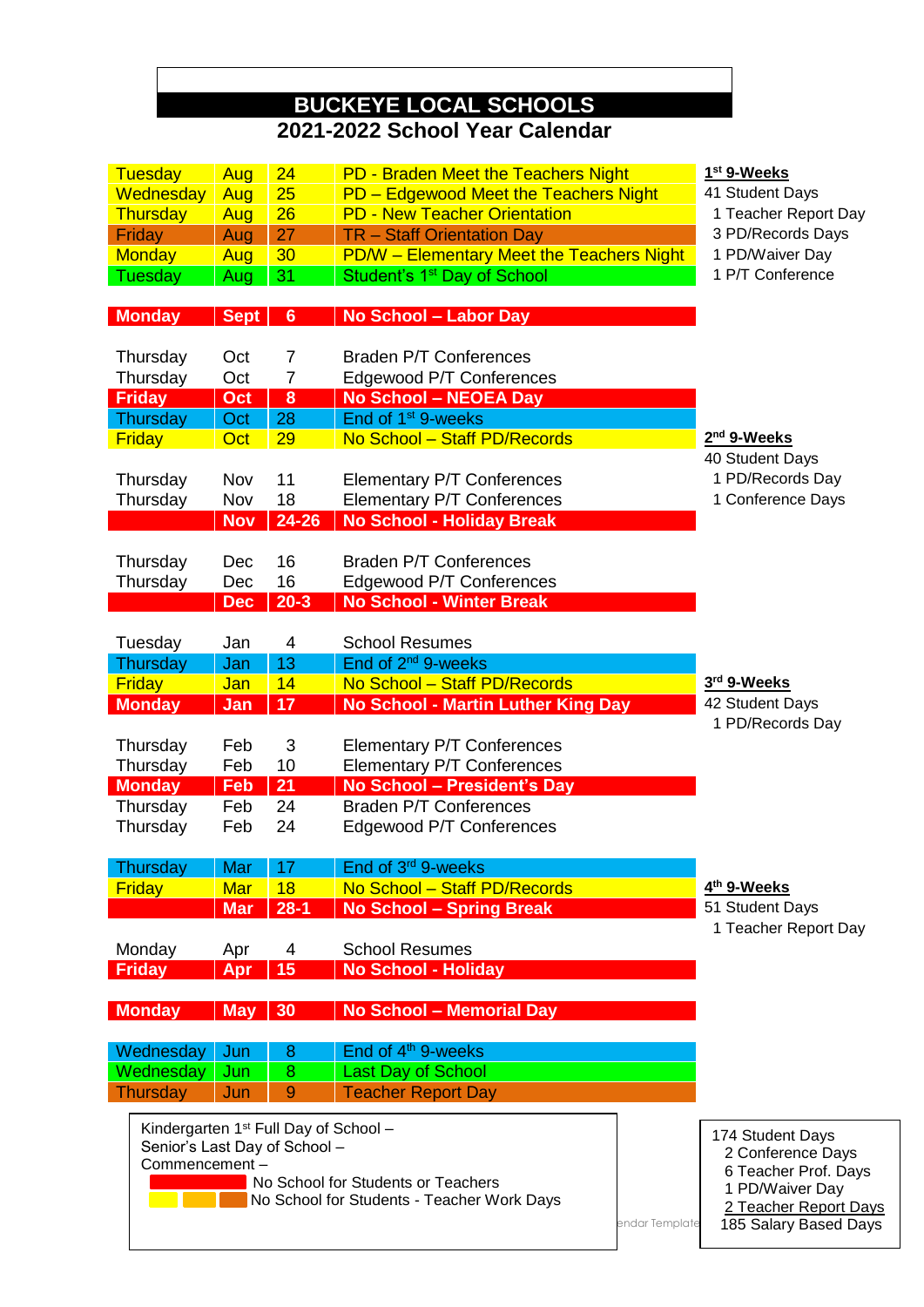# BUCKEYE LOCAL SCHOOLS

## 2021-2022 School Year Calendar

| | | | |
|---|---|---|---|
| Tuesday | Aug | 24 | PD - Braden Meet the Teachers Night |
| Wednesday | Aug | 25 | PD – Edgewood Meet the Teachers Night |
| Thursday | Aug | 26 | PD - New Teacher Orientation |
| Friday | Aug | 27 | TR – Staff Orientation Day |
| Monday | Aug | 30 | PD/W – Elementary Meet the Teachers Night |
| Tuesday | Aug | 31 | Student's 1st Day of School |
| **Monday** | **Sept** | **6** | **No School – Labor Day** |
| Thursday | Oct | 7 | Braden P/T Conferences |
| Thursday | Oct | 7 | Edgewood P/T Conferences |
| **Friday** | **Oct** | **8** | **No School – NEOEA Day** |
| Thursday | Oct | 28 | End of 1st 9-weeks |
| Friday | Oct | 29 | No School – Staff PD/Records |
| Thursday | Nov | 11 | Elementary P/T Conferences |
| Thursday | Nov | 18 | Elementary P/T Conferences |
| | **Nov** | **24-26** | **No School - Holiday Break** |
| Thursday | Dec | 16 | Braden P/T Conferences |
| Thursday | Dec | 16 | Edgewood P/T Conferences |
| | **Dec** | **20-3** | **No School - Winter Break** |
| Tuesday | Jan | 4 | School Resumes |
| Thursday | Jan | 13 | End of 2nd 9-weeks |
| Friday | Jan | 14 | No School – Staff PD/Records |
| **Monday** | **Jan** | **17** | **No School - Martin Luther King Day** |
| Thursday | Feb | 3 | Elementary P/T Conferences |
| Thursday | Feb | 10 | Elementary P/T Conferences |
| **Monday** | **Feb** | **21** | **No School – President's Day** |
| Thursday | Feb | 24 | Braden P/T Conferences |
| Thursday | Feb | 24 | Edgewood P/T Conferences |
| Thursday | Mar | 17 | End of 3rd 9-weeks |
| Friday | Mar | 18 | No School – Staff PD/Records |
| | **Mar** | **28-1** | **No School – Spring Break** |
| Monday | Apr | 4 | School Resumes |
| **Friday** | **Apr** | **15** | **No School - Holiday** |
| **Monday** | **May** | **30** | **No School – Memorial Day** |
| Wednesday | Jun | 8 | End of 4th 9-weeks |
| Wednesday | Jun | 8 | Last Day of School |
| Thursday | Jun | 9 | Teacher Report Day |

**1st 9-Weeks**
41 Student Days
1 Teacher Report Day
3 PD/Records Days
1 PD/Waiver Day
1 P/T Conference

**2nd 9-Weeks**
40 Student Days
1 PD/Records Day
1 Conference Days

**3rd 9-Weeks**
42 Student Days
1 PD/Records Day

**4th 9-Weeks**
51 Student Days
1 Teacher Report Day

Kindergarten 1st Full Day of School –
Senior's Last Day of School –
Commencement –
(red) No School for Students or Teachers
(yellow/orange) No School for Students - Teacher Work Days

174 Student Days
2 Conference Days
6 Teacher Prof. Days
1 PD/Waiver Day
2 Teacher Report Days
185 Salary Based Days